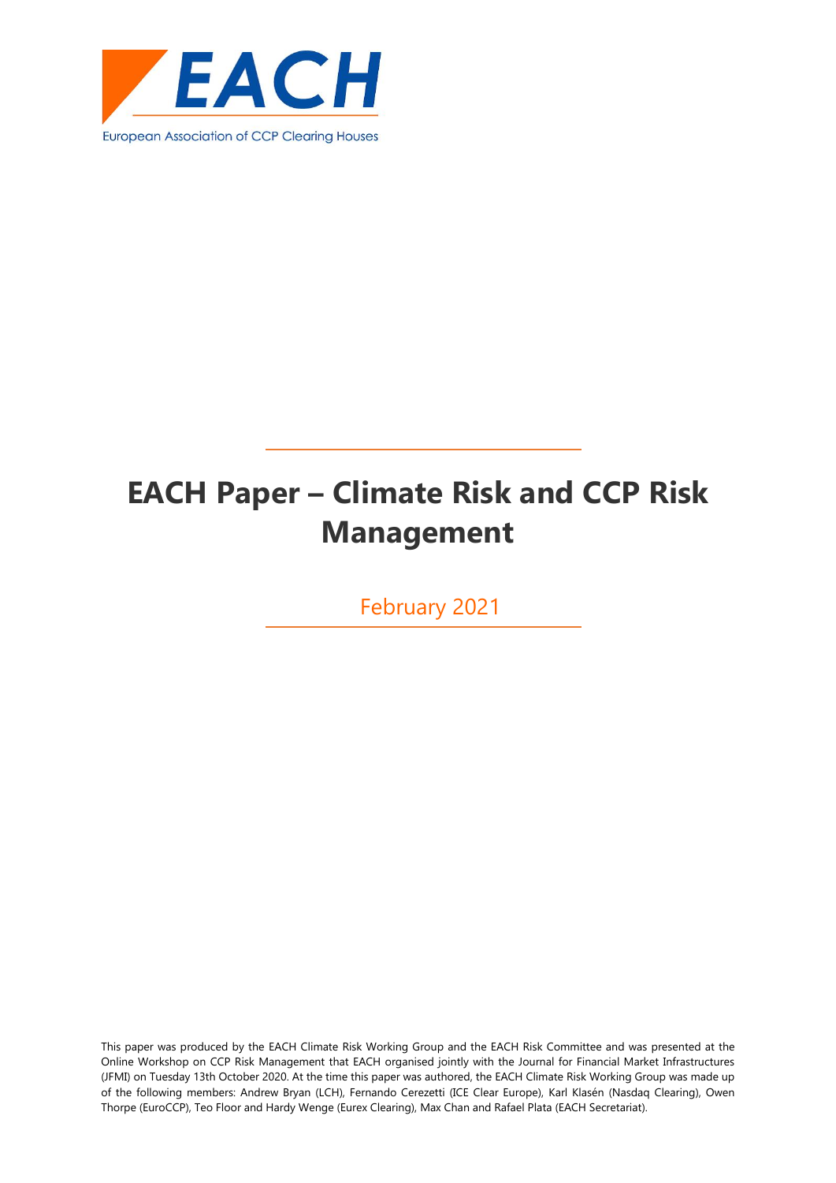EACH

European Association of CCP Clearing Houses

# EACH Paper – Climate Risk and CCP Risk Management

February 2021

This paper was produced by the EACH Climate Risk Working Group and the EACH Risk Committee and was presented at the Online Workshop on CCP Risk Management that EACH organised jointly with the Journal for Financial Market Infrastructures (JFMI) on Tuesday 13th October 2020. At the time this paper was authored, the EACH Climate Risk Working Group was made up of the following members: Andrew Bryan (LCH), Fernando Cerezetti (ICE Clear Europe), Karl Klasén (Nasdaq Clearing), Owen Thorpe (EuroCCP), Teo Floor and Hardy Wenge (Eurex Clearing), Max Chan and Rafael Plata (EACH Secretariat).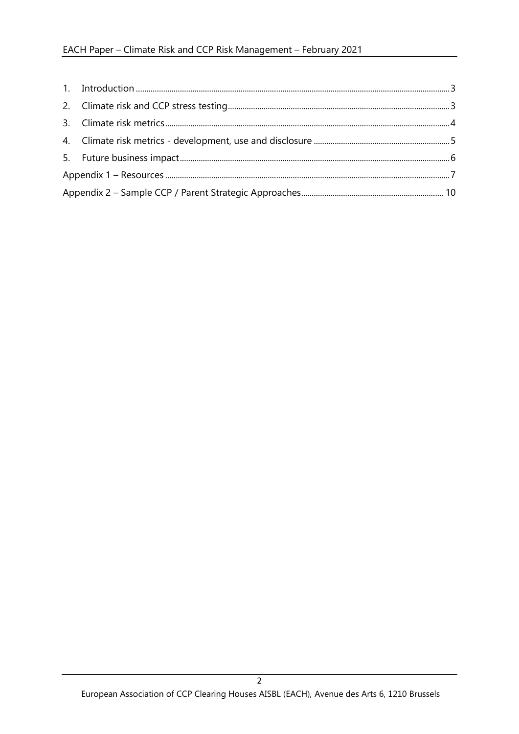1. Introduction ........................................................................................................................................ 3
2. Climate risk and CCP stress testing ........................................................................................... 3
3. Climate risk metrics ......................................................................................................................... 4
4. Climate risk metrics - development, use and disclosure ..................................................... 5
5. Future business impact ................................................................................................................... 6

Appendix 1 – Resources ......................................................................................................................... 7

Appendix 2 – Sample CCP / Parent Strategic Approaches ...................................................... 10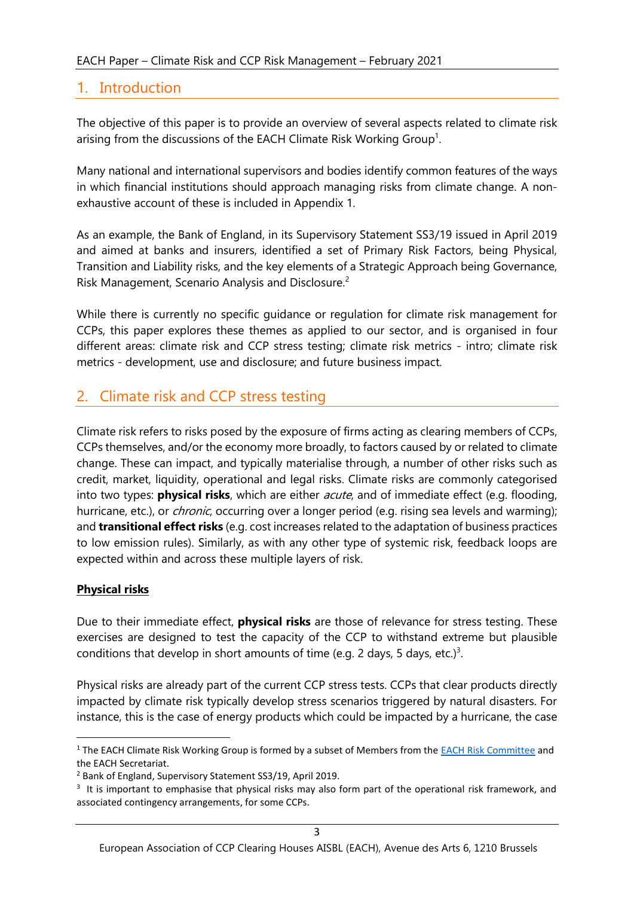# 1. Introduction

The objective of this paper is to provide an overview of several aspects related to climate risk arising from the discussions of the EACH Climate Risk Working Group[1].

Many national and international supervisors and bodies identify common features of the ways in which financial institutions should approach managing risks from climate change. A non-exhaustive account of these is included in Appendix 1.

As an example, the Bank of England, in its Supervisory Statement SS3/19 issued in April 2019 and aimed at banks and insurers, identified a set of Primary Risk Factors, being Physical, Transition and Liability risks, and the key elements of a Strategic Approach being Governance, Risk Management, Scenario Analysis and Disclosure.[2]

While there is currently no specific guidance or regulation for climate risk management for CCPs, this paper explores these themes as applied to our sector, and is organised in four different areas: climate risk and CCP stress testing; climate risk metrics - intro; climate risk metrics - development, use and disclosure; and future business impact.

# 2. Climate risk and CCP stress testing

Climate risk refers to risks posed by the exposure of firms acting as clearing members of CCPs, CCPs themselves, and/or the economy more broadly, to factors caused by or related to climate change. These can impact, and typically materialise through, a number of other risks such as credit, market, liquidity, operational and legal risks. Climate risks are commonly categorised into two types: **physical risks**, which are either *acute*, and of immediate effect (e.g. flooding, hurricane, etc.), or *chronic*, occurring over a longer period (e.g. rising sea levels and warming); and **transitional effect risks** (e.g. cost increases related to the adaptation of business practices to low emission rules). Similarly, as with any other type of systemic risk, feedback loops are expected within and across these multiple layers of risk.

**Physical risks**

Due to their immediate effect, **physical risks** are those of relevance for stress testing. These exercises are designed to test the capacity of the CCP to withstand extreme but plausible conditions that develop in short amounts of time (e.g. 2 days, 5 days, etc.)[3].

Physical risks are already part of the current CCP stress tests. CCPs that clear products directly impacted by climate risk typically develop stress scenarios triggered by natural disasters. For instance, this is the case of energy products which could be impacted by a hurricane, the case

---

[1] The EACH Climate Risk Working Group is formed by a subset of Members from the EACH Risk Committee and the EACH Secretariat.

[2] Bank of England, Supervisory Statement SS3/19, April 2019.

[3] It is important to emphasise that physical risks may also form part of the operational risk framework, and associated contingency arrangements, for some CCPs.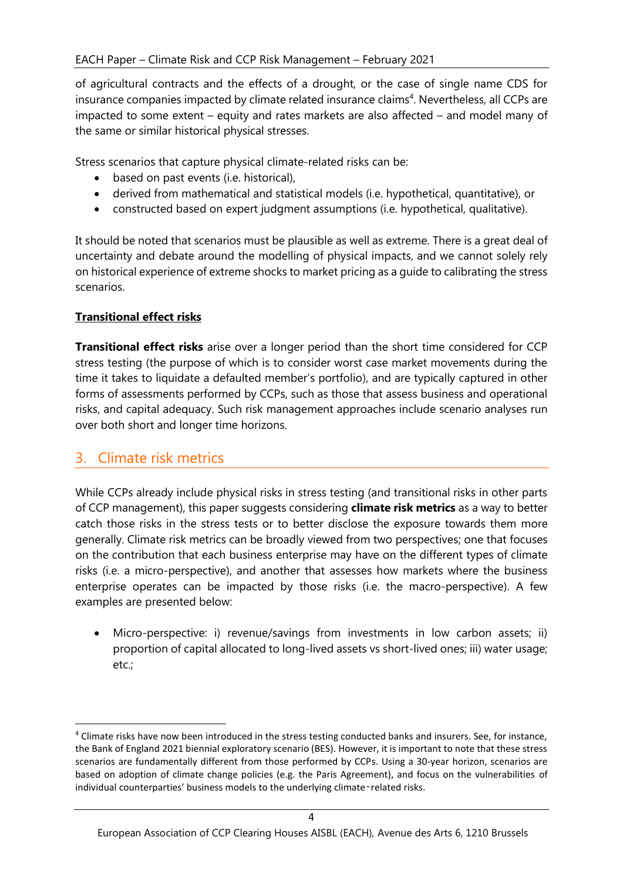of agricultural contracts and the effects of a drought, or the case of single name CDS for insurance companies impacted by climate related insurance claims[4]. Nevertheless, all CCPs are impacted to some extent – equity and rates markets are also affected – and model many of the same or similar historical physical stresses.

Stress scenarios that capture physical climate-related risks can be:

- based on past events (i.e. historical),
- derived from mathematical and statistical models (i.e. hypothetical, quantitative), or
- constructed based on expert judgment assumptions (i.e. hypothetical, qualitative).

It should be noted that scenarios must be plausible as well as extreme. There is a great deal of uncertainty and debate around the modelling of physical impacts, and we cannot solely rely on historical experience of extreme shocks to market pricing as a guide to calibrating the stress scenarios.

**Transitional effect risks**

**Transitional effect risks** arise over a longer period than the short time considered for CCP stress testing (the purpose of which is to consider worst case market movements during the time it takes to liquidate a defaulted member's portfolio), and are typically captured in other forms of assessments performed by CCPs, such as those that assess business and operational risks, and capital adequacy. Such risk management approaches include scenario analyses run over both short and longer time horizons.

## 3. Climate risk metrics

While CCPs already include physical risks in stress testing (and transitional risks in other parts of CCP management), this paper suggests considering **climate risk metrics** as a way to better catch those risks in the stress tests or to better disclose the exposure towards them more generally. Climate risk metrics can be broadly viewed from two perspectives; one that focuses on the contribution that each business enterprise may have on the different types of climate risks (i.e. a micro-perspective), and another that assesses how markets where the business enterprise operates can be impacted by those risks (i.e. the macro-perspective). A few examples are presented below:

- Micro-perspective: i) revenue/savings from investments in low carbon assets; ii) proportion of capital allocated to long-lived assets vs short-lived ones; iii) water usage; etc.;

[4] Climate risks have now been introduced in the stress testing conducted banks and insurers. See, for instance, the Bank of England 2021 biennial exploratory scenario (BES). However, it is important to note that these stress scenarios are fundamentally different from those performed by CCPs. Using a 30-year horizon, scenarios are based on adoption of climate change policies (e.g. the Paris Agreement), and focus on the vulnerabilities of individual counterparties' business models to the underlying climate-related risks.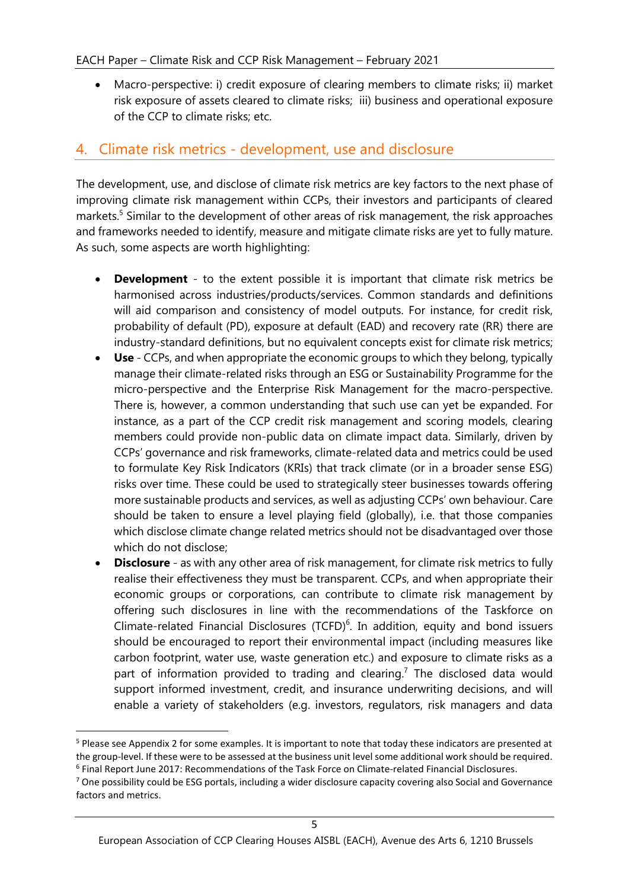- Macro-perspective: i) credit exposure of clearing members to climate risks; ii) market risk exposure of assets cleared to climate risks; iii) business and operational exposure of the CCP to climate risks; etc.

## 4. Climate risk metrics - development, use and disclosure

The development, use, and disclose of climate risk metrics are key factors to the next phase of improving climate risk management within CCPs, their investors and participants of cleared markets.[5] Similar to the development of other areas of risk management, the risk approaches and frameworks needed to identify, measure and mitigate climate risks are yet to fully mature. As such, some aspects are worth highlighting:

- **Development** - to the extent possible it is important that climate risk metrics be harmonised across industries/products/services. Common standards and definitions will aid comparison and consistency of model outputs. For instance, for credit risk, probability of default (PD), exposure at default (EAD) and recovery rate (RR) there are industry-standard definitions, but no equivalent concepts exist for climate risk metrics;
- **Use** - CCPs, and when appropriate the economic groups to which they belong, typically manage their climate-related risks through an ESG or Sustainability Programme for the micro-perspective and the Enterprise Risk Management for the macro-perspective. There is, however, a common understanding that such use can yet be expanded. For instance, as a part of the CCP credit risk management and scoring models, clearing members could provide non-public data on climate impact data. Similarly, driven by CCPs' governance and risk frameworks, climate-related data and metrics could be used to formulate Key Risk Indicators (KRIs) that track climate (or in a broader sense ESG) risks over time. These could be used to strategically steer businesses towards offering more sustainable products and services, as well as adjusting CCPs' own behaviour. Care should be taken to ensure a level playing field (globally), i.e. that those companies which disclose climate change related metrics should not be disadvantaged over those which do not disclose;
- **Disclosure** - as with any other area of risk management, for climate risk metrics to fully realise their effectiveness they must be transparent. CCPs, and when appropriate their economic groups or corporations, can contribute to climate risk management by offering such disclosures in line with the recommendations of the Taskforce on Climate-related Financial Disclosures (TCFD)[6]. In addition, equity and bond issuers should be encouraged to report their environmental impact (including measures like carbon footprint, water use, waste generation etc.) and exposure to climate risks as a part of information provided to trading and clearing.[7] The disclosed data would support informed investment, credit, and insurance underwriting decisions, and will enable a variety of stakeholders (e.g. investors, regulators, risk managers and data

---

[5] Please see Appendix 2 for some examples. It is important to note that today these indicators are presented at the group-level. If these were to be assessed at the business unit level some additional work should be required.

[6] Final Report June 2017: Recommendations of the Task Force on Climate-related Financial Disclosures.

[7] One possibility could be ESG portals, including a wider disclosure capacity covering also Social and Governance factors and metrics.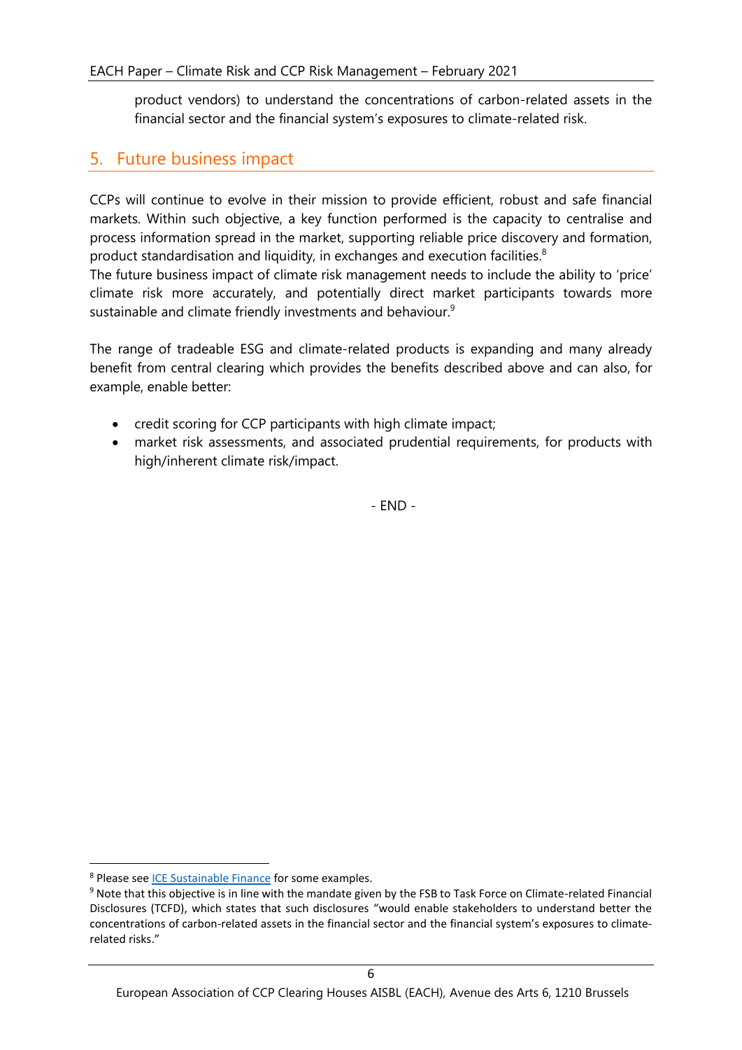product vendors) to understand the concentrations of carbon-related assets in the financial sector and the financial system's exposures to climate-related risk.

## 5. Future business impact

CCPs will continue to evolve in their mission to provide efficient, robust and safe financial markets. Within such objective, a key function performed is the capacity to centralise and process information spread in the market, supporting reliable price discovery and formation, product standardisation and liquidity, in exchanges and execution facilities.[8]

The future business impact of climate risk management needs to include the ability to 'price' climate risk more accurately, and potentially direct market participants towards more sustainable and climate friendly investments and behaviour.[9]

The range of tradeable ESG and climate-related products is expanding and many already benefit from central clearing which provides the benefits described above and can also, for example, enable better:

- credit scoring for CCP participants with high climate impact;
- market risk assessments, and associated prudential requirements, for products with high/inherent climate risk/impact.

- END -

---

[8] Please see ICE Sustainable Finance for some examples.

[9] Note that this objective is in line with the mandate given by the FSB to Task Force on Climate-related Financial Disclosures (TCFD), which states that such disclosures "would enable stakeholders to understand better the concentrations of carbon-related assets in the financial sector and the financial system's exposures to climate-related risks."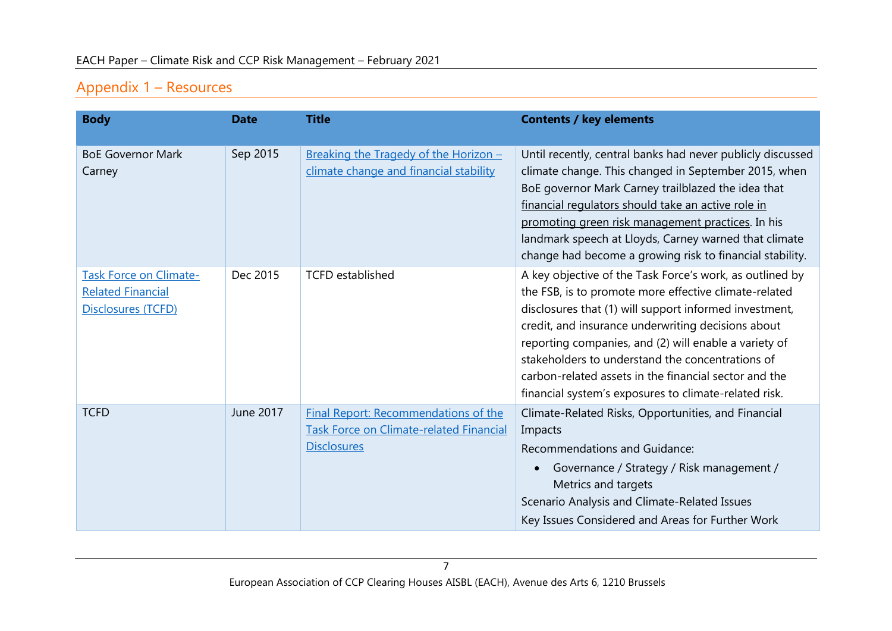## Appendix 1 – Resources

| Body | Date | Title | Contents / key elements |
|---|---|---|---|
| BoE Governor Mark Carney | Sep 2015 | Breaking the Tragedy of the Horizon – climate change and financial stability | Until recently, central banks had never publicly discussed climate change. This changed in September 2015, when BoE governor Mark Carney trailblazed the idea that financial regulators should take an active role in promoting green risk management practices. In his landmark speech at Lloyds, Carney warned that climate change had become a growing risk to financial stability. |
| Task Force on Climate-Related Financial Disclosures (TCFD) | Dec 2015 | TCFD established | A key objective of the Task Force's work, as outlined by the FSB, is to promote more effective climate-related disclosures that (1) will support informed investment, credit, and insurance underwriting decisions about reporting companies, and (2) will enable a variety of stakeholders to understand the concentrations of carbon-related assets in the financial sector and the financial system's exposures to climate-related risk. |
| TCFD | June 2017 | Final Report: Recommendations of the Task Force on Climate-related Financial Disclosures | Climate-Related Risks, Opportunities, and Financial Impacts<br>Recommendations and Guidance:<br>• Governance / Strategy / Risk management / Metrics and targets<br>Scenario Analysis and Climate-Related Issues<br>Key Issues Considered and Areas for Further Work |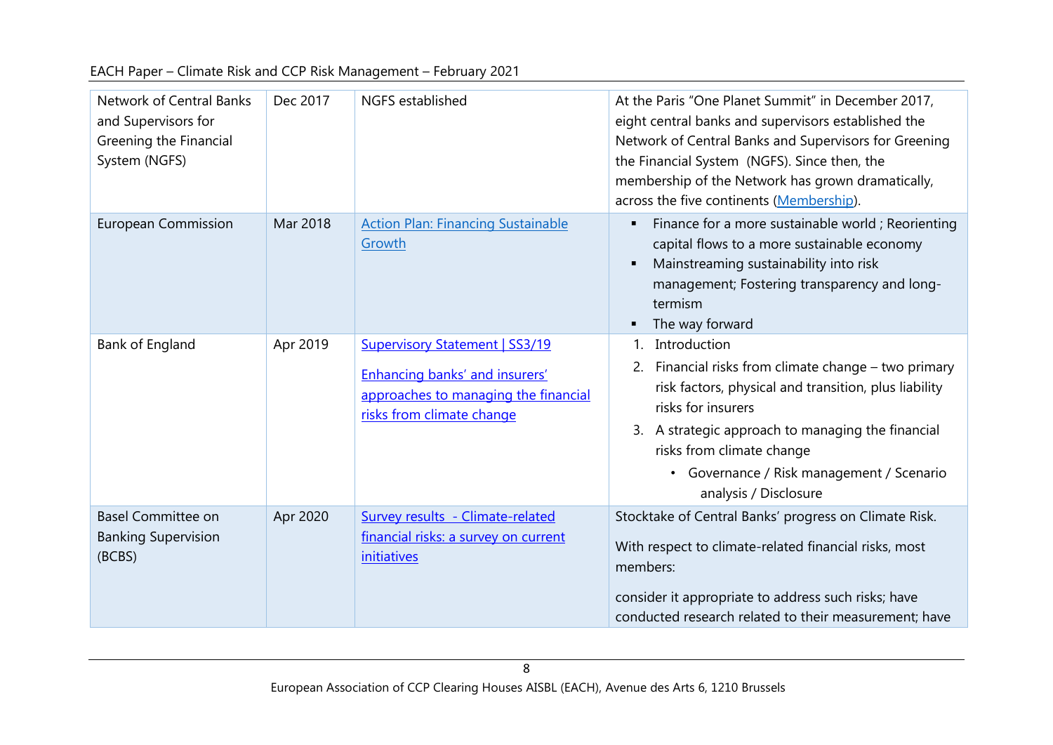| | | | |
|---|---|---|---|
| Network of Central Banks and Supervisors for Greening the Financial System (NGFS) | Dec 2017 | NGFS established | At the Paris "One Planet Summit" in December 2017, eight central banks and supervisors established the Network of Central Banks and Supervisors for Greening the Financial System (NGFS). Since then, the membership of the Network has grown dramatically, across the five continents (Membership). |
| European Commission | Mar 2018 | Action Plan: Financing Sustainable Growth | ▪ Finance for a more sustainable world ; Reorienting capital flows to a more sustainable economy<br>▪ Mainstreaming sustainability into risk management; Fostering transparency and long-termism<br>▪ The way forward |
| Bank of England | Apr 2019 | Supervisory Statement \| SS3/19<br><br>Enhancing banks' and insurers' approaches to managing the financial risks from climate change | 1. Introduction<br>2. Financial risks from climate change – two primary risk factors, physical and transition, plus liability risks for insurers<br>3. A strategic approach to managing the financial risks from climate change<br>• Governance / Risk management / Scenario analysis / Disclosure |
| Basel Committee on Banking Supervision (BCBS) | Apr 2020 | Survey results - Climate-related financial risks: a survey on current initiatives | Stocktake of Central Banks' progress on Climate Risk.<br><br>With respect to climate-related financial risks, most members:<br><br>consider it appropriate to address such risks; have conducted research related to their measurement; have |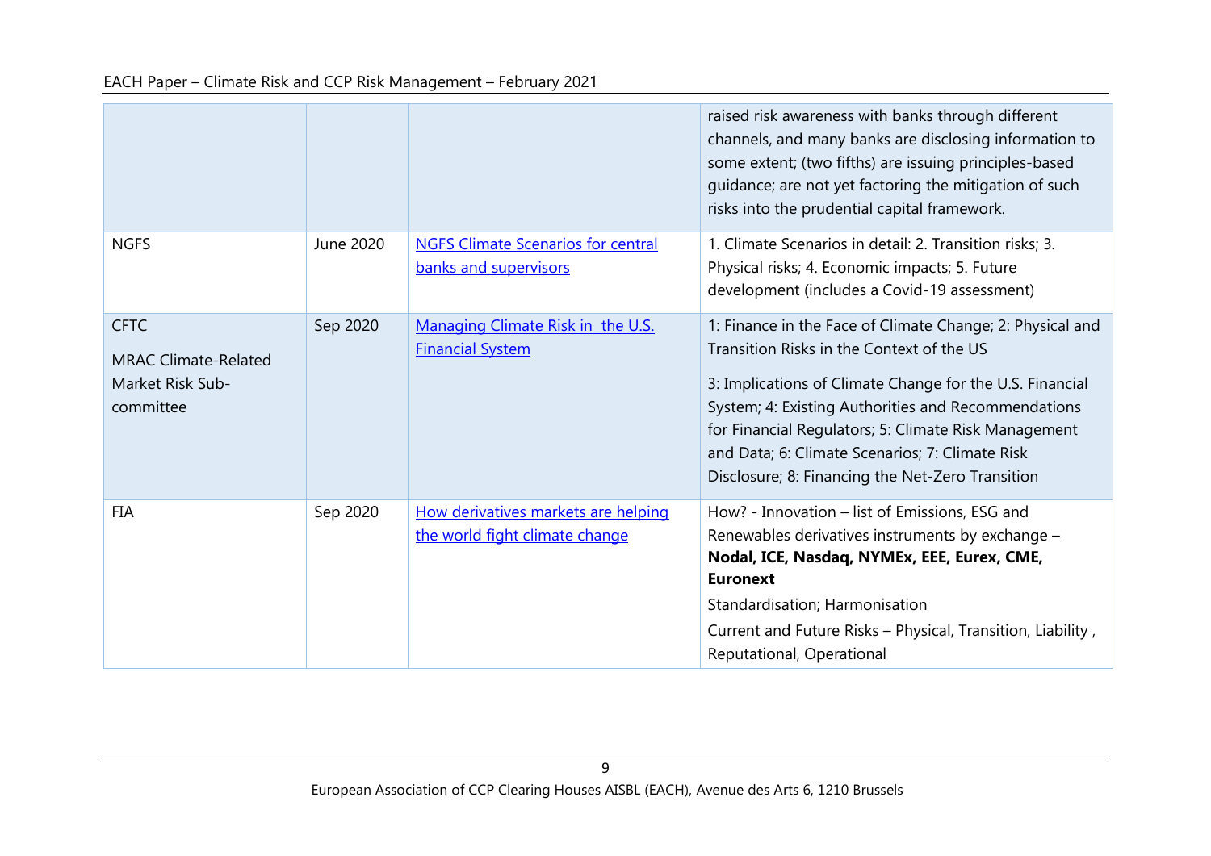| | | | |
|---|---|---|---|
| | | | raised risk awareness with banks through different channels, and many banks are disclosing information to some extent; (two fifths) are issuing principles-based guidance; are not yet factoring the mitigation of such risks into the prudential capital framework. |
| NGFS | June 2020 | [NGFS Climate Scenarios for central banks and supervisors]() | 1. Climate Scenarios in detail: 2. Transition risks; 3. Physical risks; 4. Economic impacts; 5. Future development (includes a Covid-19 assessment) |
| CFTC<br><br>MRAC Climate-Related Market Risk Sub-committee | Sep 2020 | [Managing Climate Risk in the U.S. Financial System]() | 1: Finance in the Face of Climate Change; 2: Physical and Transition Risks in the Context of the US<br><br>3: Implications of Climate Change for the U.S. Financial System; 4: Existing Authorities and Recommendations for Financial Regulators; 5: Climate Risk Management and Data; 6: Climate Scenarios; 7: Climate Risk Disclosure; 8: Financing the Net-Zero Transition |
| FIA | Sep 2020 | [How derivatives markets are helping the world fight climate change]() | How? - Innovation – list of Emissions, ESG and Renewables derivatives instruments by exchange – **Nodal, ICE, Nasdaq, NYMEx, EEE, Eurex, CME, Euronext**<br><br>Standardisation; Harmonisation<br><br>Current and Future Risks – Physical, Transition, Liability , Reputational, Operational |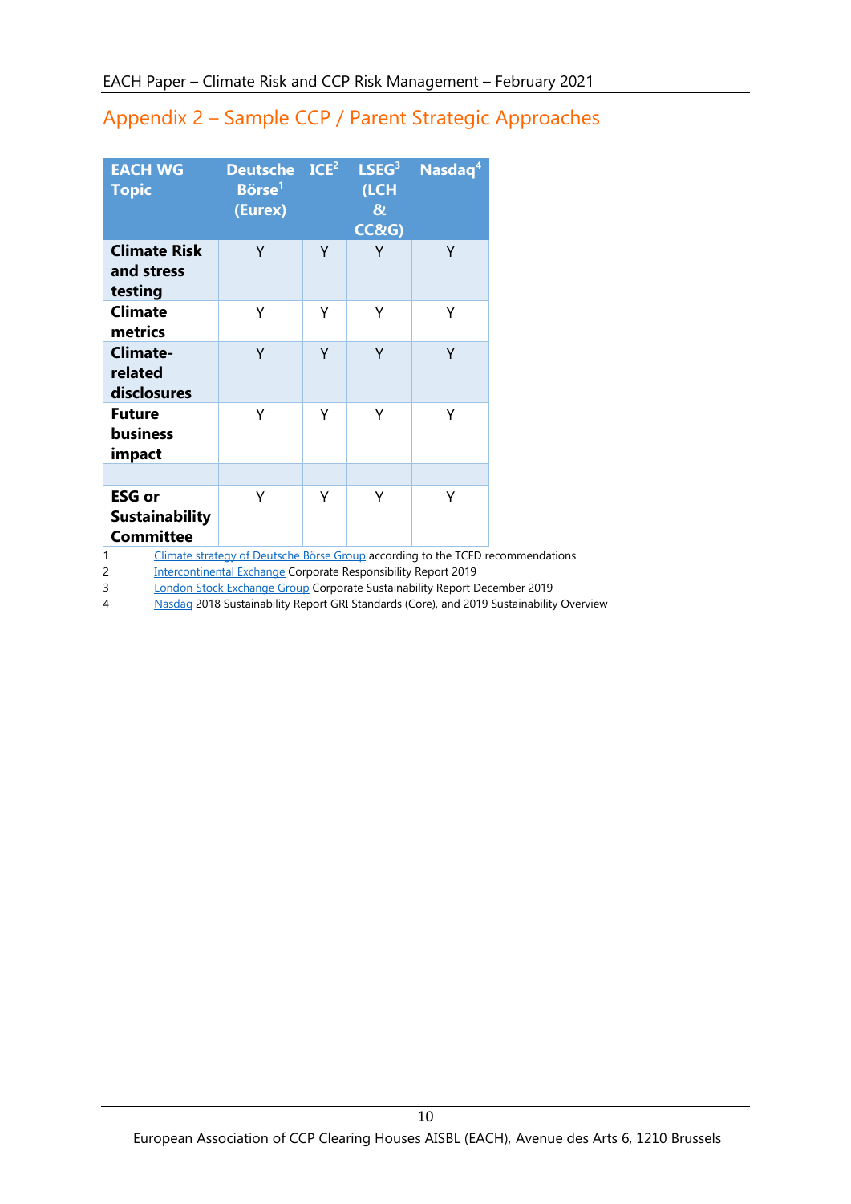## Appendix 2 – Sample CCP / Parent Strategic Approaches

| EACH WG Topic | Deutsche Börse[1] (Eurex) | ICE[2] | LSEG[3] (LCH & CC&G) | Nasdaq[4] |
|---|---|---|---|---|
| **Climate Risk and stress testing** | Y | Y | Y | Y |
| **Climate metrics** | Y | Y | Y | Y |
| **Climate-related disclosures** | Y | Y | Y | Y |
| **Future business impact** | Y | Y | Y | Y |
| | | | | |
| **ESG or Sustainability Committee** | Y | Y | Y | Y |

1 Climate strategy of Deutsche Börse Group according to the TCFD recommendations
2 Intercontinental Exchange Corporate Responsibility Report 2019
3 London Stock Exchange Group Corporate Sustainability Report December 2019
4 Nasdaq 2018 Sustainability Report GRI Standards (Core), and 2019 Sustainability Overview